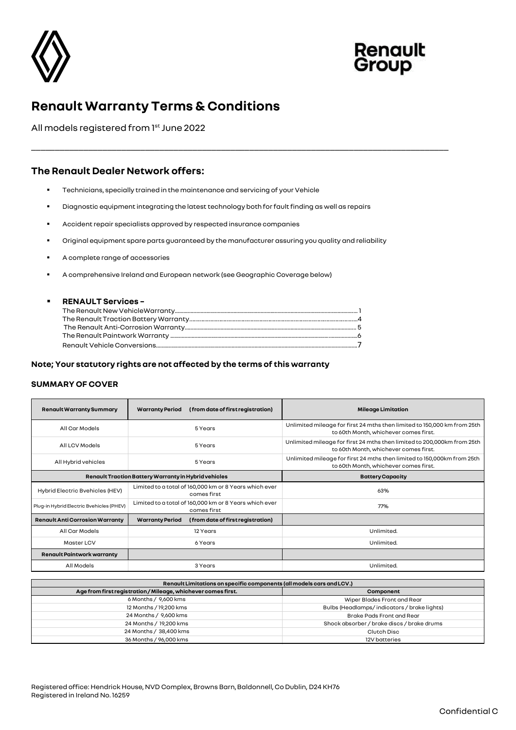# Renault Warranty Terms & Conditions

All models registered from 1st June 2022

## The Renault Dealer Network offers:

- Technicians, specially trained in the maintenance and servicing of your Vehicle
- Diagnostic equipment integrating the latest technology both for fault finding as well as repairs
- Accident repair specialists approved by respected insurance companies
- Original equipment spare parts guaranteed by the manufacturer assuring you quality and reliability
- A complete range of accessories
- A comprehensive Ireland and European network (see Geographic Coverage below)
- **RENAULT Services –**
  The Renault New VehicleWarranty........ 1
  The Renault Traction Battery Warranty........ 4
  The Renault Anti-Corrosion Warranty........ 5
  The Renault Paintwork Warranty ........ 6
  Renault Vehicle Conversions........ 7

**Note; Your statutory rights are not affected by the terms of this warranty**

### SUMMARY OF COVER

| Renault Warranty Summary | Warranty Period (from date of first registration) | Mileage Limitation |
|---|---|---|
| All Car Models | 5 Years | Unlimited mileage for first 24 mths then limited to 150,000 km from 25th to 60th Month, whichever comes first. |
| All LCV Models | 5 Years | Unlimited mileage for first 24 mths then limited to 200,000km from 25th to 60th Month, whichever comes first. |
| All Hybrid vehicles | 5 Years | Unlimited mileage for first 24 mths then limited to 150,000km from 25th to 60th Month, whichever comes first. |
| **Renault Traction Battery Warranty in Hybrid vehicles** | | **Battery Capacity** |
| Hybrid Electric Bvehicles (HEV) | Limited to a total of 160,000 km or 8 Years which ever comes first | 63% |
| Plug-in Hybrid Electric Bvehicles (PHEV) | Limited to a total of 160,000 km or 8 Years which ever comes first | 77% |
| **Renault Anti Corrosion Warranty** | **Warranty Period (from date of first registration)** | |
| All Car Models | 12 Years | Unlimited. |
| Master LCV | 6 Years | Unlimited. |
| **Renault Paintwork warranty** | | |
| All Models | 3 Years | Unlimited. |

| Renault Limitations on specific components (all models cars and LCV.) | |
|---|---|
| **Age from first registration / Mileage, whichever comes first.** | **Component** |
| 6 Months / 9,600 kms | Wiper Blades Front and Rear |
| 12 Months / 19,200 kms | Bulbs (Headlamps/ indicators / brake lights) |
| 24 Months / 9,600 kms | Brake Pads Front and Rear |
| 24 Months / 19,200 kms | Shock absorber / brake discs / brake drums |
| 24 Months / 38,400 kms | Clutch Disc |
| 36 Months / 96,000 kms | 12V batteries |

Registered office: Hendrick House, NVD Complex, Browns Barn, Baldonnell, Co Dublin, D24 KH76
Registered in Ireland No. 16259

Confidential C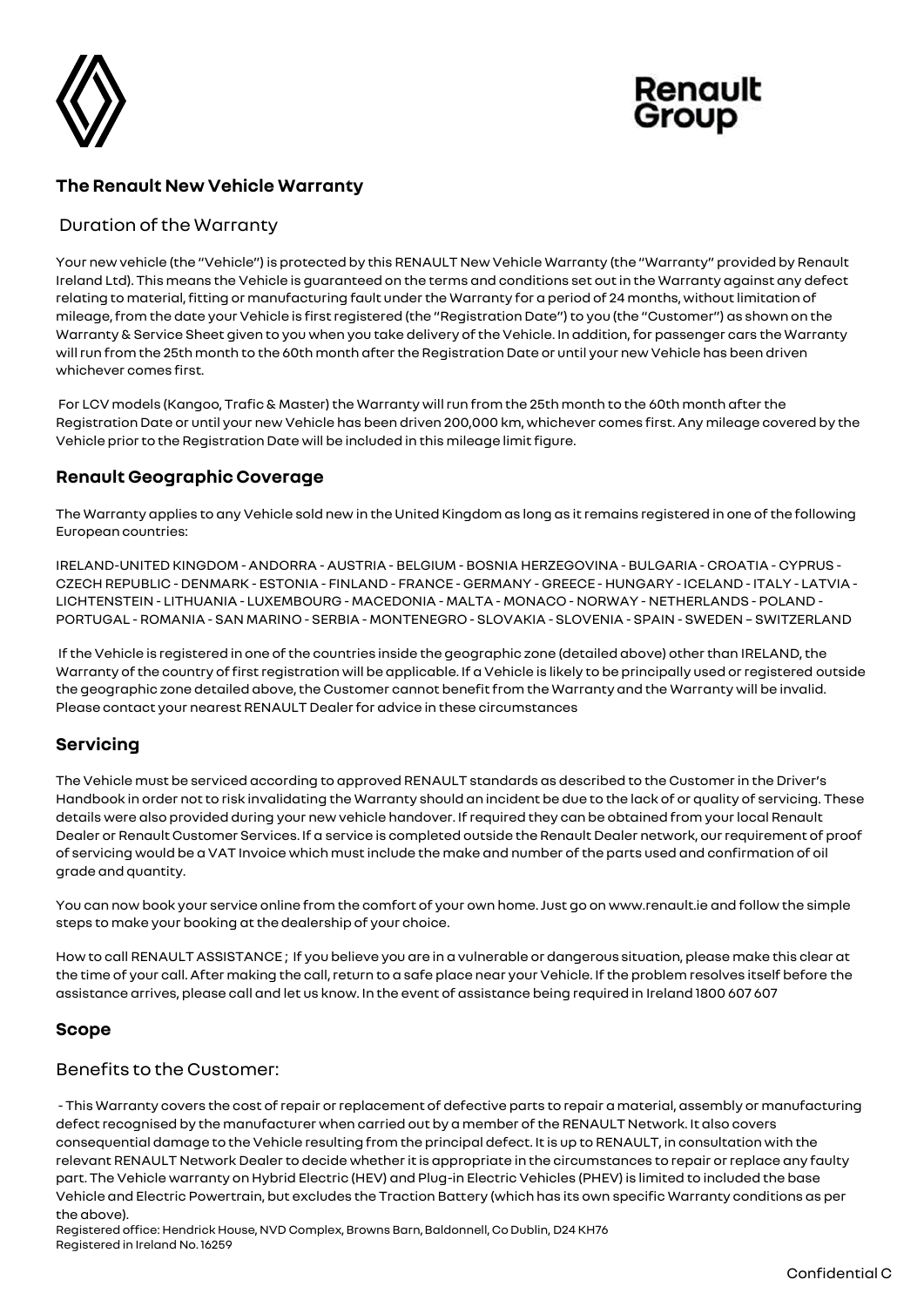## The Renault New Vehicle Warranty

### Duration of the Warranty

Your new vehicle (the "Vehicle") is protected by this RENAULT New Vehicle Warranty (the "Warranty" provided by Renault Ireland Ltd). This means the Vehicle is guaranteed on the terms and conditions set out in the Warranty against any defect relating to material, fitting or manufacturing fault under the Warranty for a period of 24 months, without limitation of mileage, from the date your Vehicle is first registered (the "Registration Date") to you (the "Customer") as shown on the Warranty & Service Sheet given to you when you take delivery of the Vehicle. In addition, for passenger cars the Warranty will run from the 25th month to the 60th month after the Registration Date or until your new Vehicle has been driven whichever comes first.

For LCV models (Kangoo, Trafic & Master) the Warranty will run from the 25th month to the 60th month after the Registration Date or until your new Vehicle has been driven 200,000 km, whichever comes first. Any mileage covered by the Vehicle prior to the Registration Date will be included in this mileage limit figure.

## Renault Geographic Coverage

The Warranty applies to any Vehicle sold new in the United Kingdom as long as it remains registered in one of the following European countries:

IRELAND-UNITED KINGDOM - ANDORRA - AUSTRIA - BELGIUM - BOSNIA HERZEGOVINA - BULGARIA - CROATIA - CYPRUS - CZECH REPUBLIC - DENMARK - ESTONIA - FINLAND - FRANCE - GERMANY - GREECE - HUNGARY - ICELAND - ITALY - LATVIA - LICHTENSTEIN - LITHUANIA - LUXEMBOURG - MACEDONIA - MALTA - MONACO - NORWAY - NETHERLANDS - POLAND - PORTUGAL - ROMANIA - SAN MARINO - SERBIA - MONTENEGRO - SLOVAKIA - SLOVENIA - SPAIN - SWEDEN – SWITZERLAND

If the Vehicle is registered in one of the countries inside the geographic zone (detailed above) other than IRELAND, the Warranty of the country of first registration will be applicable. If a Vehicle is likely to be principally used or registered outside the geographic zone detailed above, the Customer cannot benefit from the Warranty and the Warranty will be invalid. Please contact your nearest RENAULT Dealer for advice in these circumstances

## Servicing

The Vehicle must be serviced according to approved RENAULT standards as described to the Customer in the Driver's Handbook in order not to risk invalidating the Warranty should an incident be due to the lack of or quality of servicing. These details were also provided during your new vehicle handover. If required they can be obtained from your local Renault Dealer or Renault Customer Services. If a service is completed outside the Renault Dealer network, our requirement of proof of servicing would be a VAT Invoice which must include the make and number of the parts used and confirmation of oil grade and quantity.

You can now book your service online from the comfort of your own home. Just go on www.renault.ie and follow the simple steps to make your booking at the dealership of your choice.

How to call RENAULT ASSISTANCE ; If you believe you are in a vulnerable or dangerous situation, please make this clear at the time of your call. After making the call, return to a safe place near your Vehicle. If the problem resolves itself before the assistance arrives, please call and let us know. In the event of assistance being required in Ireland 1800 607 607

## Scope

### Benefits to the Customer:

- This Warranty covers the cost of repair or replacement of defective parts to repair a material, assembly or manufacturing defect recognised by the manufacturer when carried out by a member of the RENAULT Network. It also covers consequential damage to the Vehicle resulting from the principal defect. It is up to RENAULT, in consultation with the relevant RENAULT Network Dealer to decide whether it is appropriate in the circumstances to repair or replace any faulty part. The Vehicle warranty on Hybrid Electric (HEV) and Plug-in Electric Vehicles (PHEV) is limited to included the base Vehicle and Electric Powertrain, but excludes the Traction Battery (which has its own specific Warranty conditions as per the above).

Registered office: Hendrick House, NVD Complex, Browns Barn, Baldonnell, Co Dublin, D24 KH76
Registered in Ireland No. 16259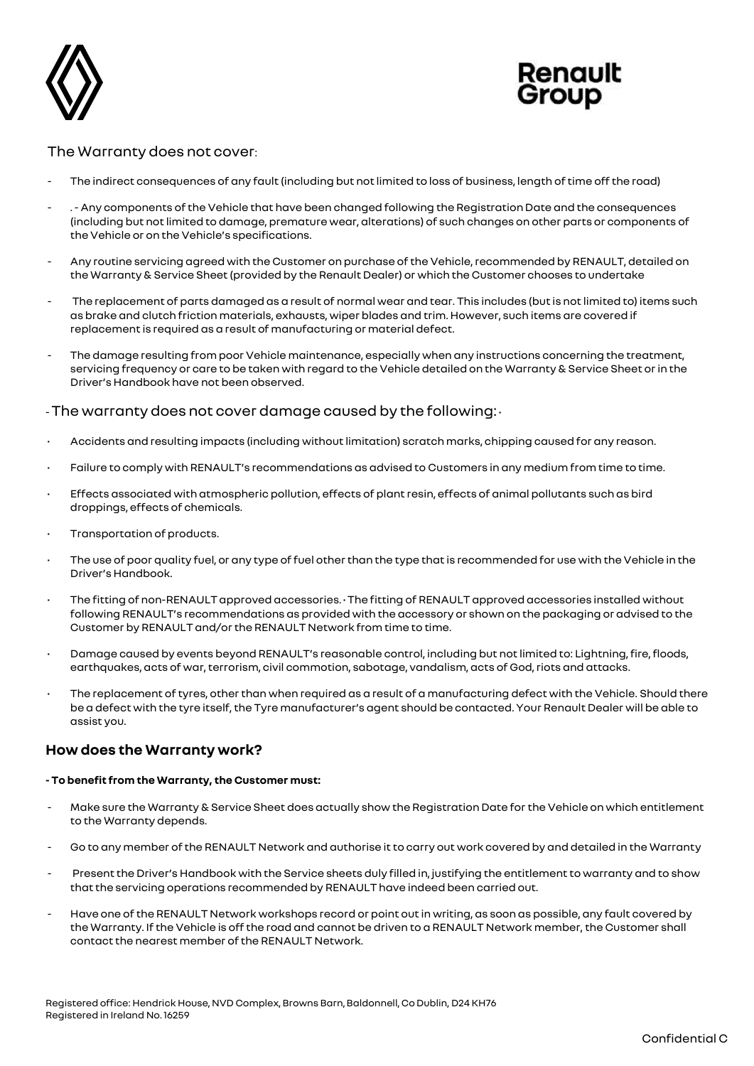The Warranty does not cover:

- The indirect consequences of any fault (including but not limited to loss of business, length of time off the road)
- . - Any components of the Vehicle that have been changed following the Registration Date and the consequences (including but not limited to damage, premature wear, alterations) of such changes on other parts or components of the Vehicle or on the Vehicle's specifications.
- Any routine servicing agreed with the Customer on purchase of the Vehicle, recommended by RENAULT, detailed on the Warranty & Service Sheet (provided by the Renault Dealer) or which the Customer chooses to undertake
- The replacement of parts damaged as a result of normal wear and tear. This includes (but is not limited to) items such as brake and clutch friction materials, exhausts, wiper blades and trim. However, such items are covered if replacement is required as a result of manufacturing or material defect.
- The damage resulting from poor Vehicle maintenance, especially when any instructions concerning the treatment, servicing frequency or care to be taken with regard to the Vehicle detailed on the Warranty & Service Sheet or in the Driver's Handbook have not been observed.

- The warranty does not cover damage caused by the following: ·

- Accidents and resulting impacts (including without limitation) scratch marks, chipping caused for any reason.
- Failure to comply with RENAULT's recommendations as advised to Customers in any medium from time to time.
- Effects associated with atmospheric pollution, effects of plant resin, effects of animal pollutants such as bird droppings, effects of chemicals.
- Transportation of products.
- The use of poor quality fuel, or any type of fuel other than the type that is recommended for use with the Vehicle in the Driver's Handbook.
- The fitting of non-RENAULT approved accessories. · The fitting of RENAULT approved accessories installed without following RENAULT's recommendations as provided with the accessory or shown on the packaging or advised to the Customer by RENAULT and/or the RENAULT Network from time to time.
- Damage caused by events beyond RENAULT's reasonable control, including but not limited to: Lightning, fire, floods, earthquakes, acts of war, terrorism, civil commotion, sabotage, vandalism, acts of God, riots and attacks.
- The replacement of tyres, other than when required as a result of a manufacturing defect with the Vehicle. Should there be a defect with the tyre itself, the Tyre manufacturer's agent should be contacted. Your Renault Dealer will be able to assist you.

## How does the Warranty work?

**- To benefit from the Warranty, the Customer must:**

- Make sure the Warranty & Service Sheet does actually show the Registration Date for the Vehicle on which entitlement to the Warranty depends.
- Go to any member of the RENAULT Network and authorise it to carry out work covered by and detailed in the Warranty
- Present the Driver's Handbook with the Service sheets duly filled in, justifying the entitlement to warranty and to show that the servicing operations recommended by RENAULT have indeed been carried out.
- Have one of the RENAULT Network workshops record or point out in writing, as soon as possible, any fault covered by the Warranty. If the Vehicle is off the road and cannot be driven to a RENAULT Network member, the Customer shall contact the nearest member of the RENAULT Network.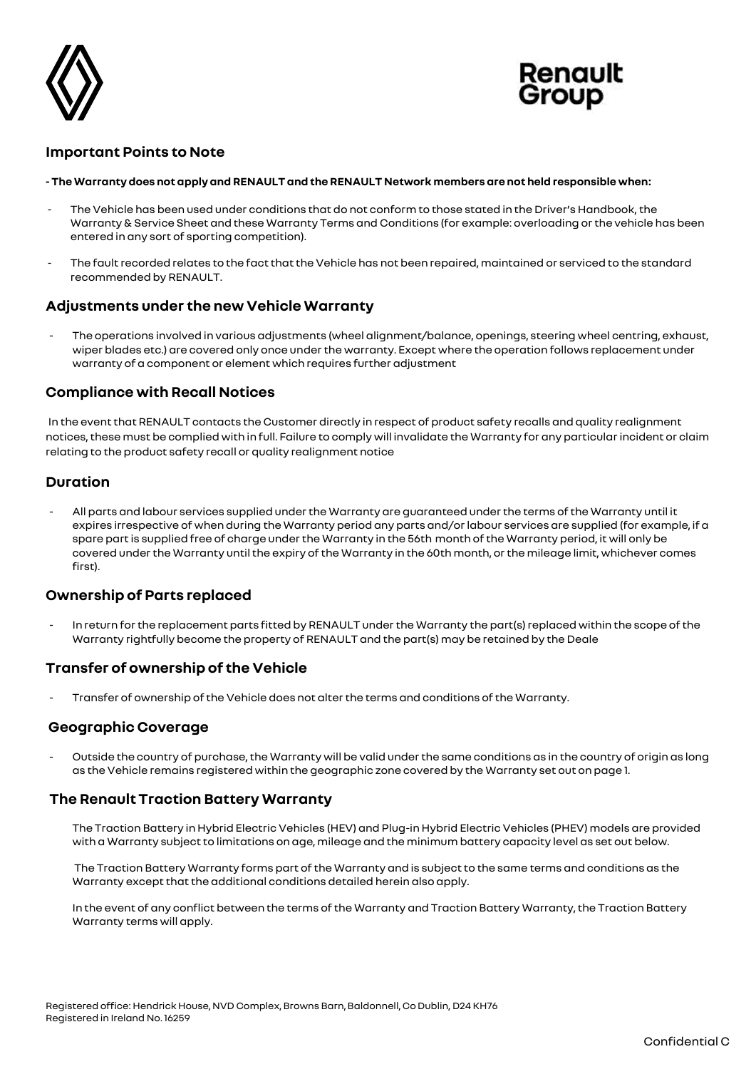## Important Points to Note

**- The Warranty does not apply and RENAULT and the RENAULT Network members are not held responsible when:**

- The Vehicle has been used under conditions that do not conform to those stated in the Driver's Handbook, the Warranty & Service Sheet and these Warranty Terms and Conditions (for example: overloading or the vehicle has been entered in any sort of sporting competition).
- The fault recorded relates to the fact that the Vehicle has not been repaired, maintained or serviced to the standard recommended by RENAULT.

## Adjustments under the new Vehicle Warranty

- The operations involved in various adjustments (wheel alignment/balance, openings, steering wheel centring, exhaust, wiper blades etc.) are covered only once under the warranty. Except where the operation follows replacement under warranty of a component or element which requires further adjustment

## Compliance with Recall Notices

In the event that RENAULT contacts the Customer directly in respect of product safety recalls and quality realignment notices, these must be complied with in full. Failure to comply will invalidate the Warranty for any particular incident or claim relating to the product safety recall or quality realignment notice

## Duration

- All parts and labour services supplied under the Warranty are guaranteed under the terms of the Warranty until it expires irrespective of when during the Warranty period any parts and/or labour services are supplied (for example, if a spare part is supplied free of charge under the Warranty in the 56th month of the Warranty period, it will only be covered under the Warranty until the expiry of the Warranty in the 60th month, or the mileage limit, whichever comes first).

## Ownership of Parts replaced

- In return for the replacement parts fitted by RENAULT under the Warranty the part(s) replaced within the scope of the Warranty rightfully become the property of RENAULT and the part(s) may be retained by the Deale

## Transfer of ownership of the Vehicle

- Transfer of ownership of the Vehicle does not alter the terms and conditions of the Warranty.

## Geographic Coverage

- Outside the country of purchase, the Warranty will be valid under the same conditions as in the country of origin as long as the Vehicle remains registered within the geographic zone covered by the Warranty set out on page 1.

## The Renault Traction Battery Warranty

The Traction Battery in Hybrid Electric Vehicles (HEV) and Plug-in Hybrid Electric Vehicles (PHEV) models are provided with a Warranty subject to limitations on age, mileage and the minimum battery capacity level as set out below.

The Traction Battery Warranty forms part of the Warranty and is subject to the same terms and conditions as the Warranty except that the additional conditions detailed herein also apply.

In the event of any conflict between the terms of the Warranty and Traction Battery Warranty, the Traction Battery Warranty terms will apply.

Registered office: Hendrick House, NVD Complex, Browns Barn, Baldonnell, Co Dublin, D24 KH76
Registered in Ireland No. 16259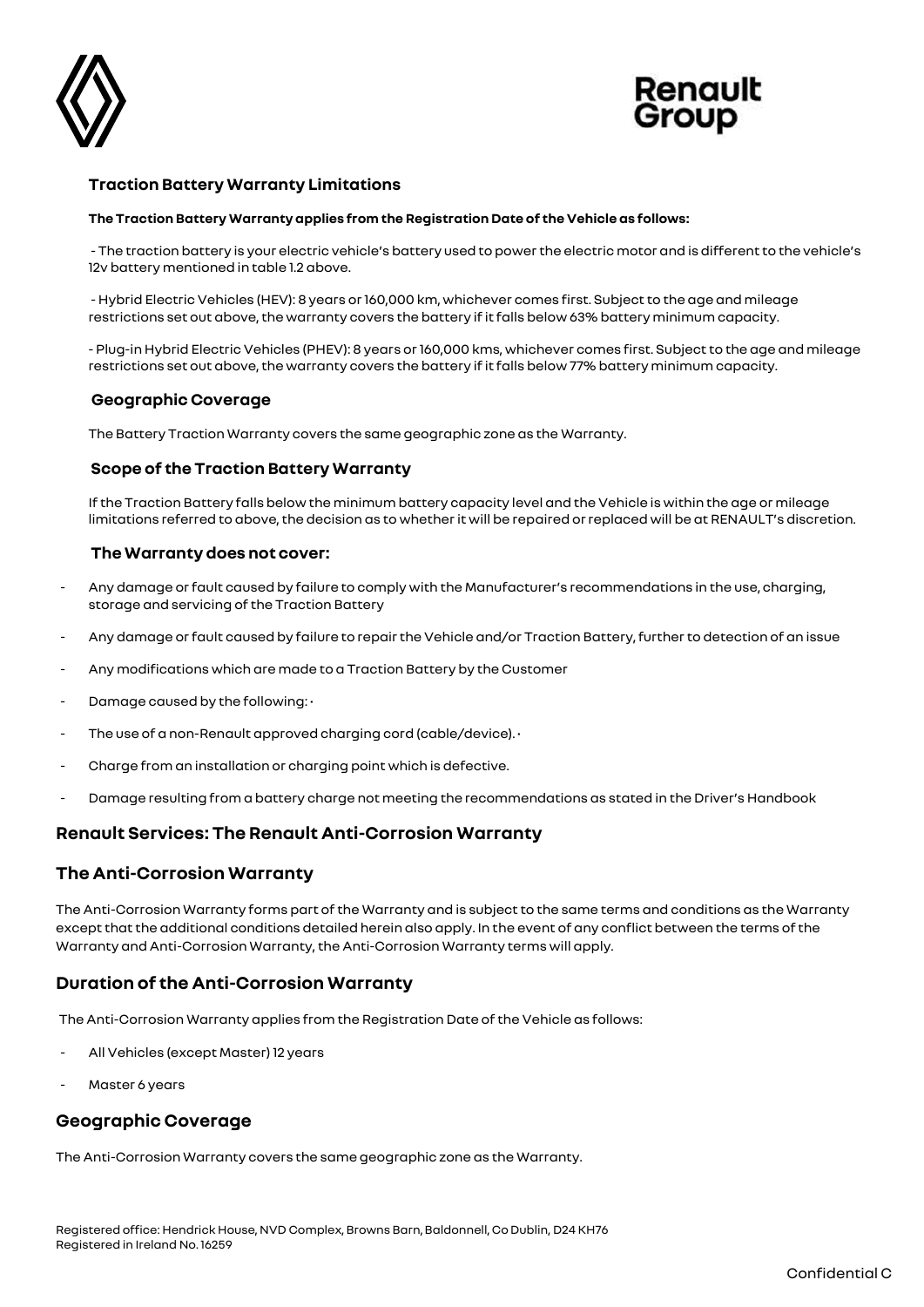### Traction Battery Warranty Limitations

**The Traction Battery Warranty applies from the Registration Date of the Vehicle as follows:**

- The traction battery is your electric vehicle's battery used to power the electric motor and is different to the vehicle's 12v battery mentioned in table 1.2 above.

- Hybrid Electric Vehicles (HEV): 8 years or 160,000 km, whichever comes first. Subject to the age and mileage restrictions set out above, the warranty covers the battery if it falls below 63% battery minimum capacity.

- Plug-in Hybrid Electric Vehicles (PHEV): 8 years or 160,000 kms, whichever comes first. Subject to the age and mileage restrictions set out above, the warranty covers the battery if it falls below 77% battery minimum capacity.

### Geographic Coverage

The Battery Traction Warranty covers the same geographic zone as the Warranty.

### Scope of the Traction Battery Warranty

If the Traction Battery falls below the minimum battery capacity level and the Vehicle is within the age or mileage limitations referred to above, the decision as to whether it will be repaired or replaced will be at RENAULT's discretion.

### The Warranty does not cover:

- Any damage or fault caused by failure to comply with the Manufacturer's recommendations in the use, charging, storage and servicing of the Traction Battery
- Any damage or fault caused by failure to repair the Vehicle and/or Traction Battery, further to detection of an issue
- Any modifications which are made to a Traction Battery by the Customer
- Damage caused by the following: •
- The use of a non-Renault approved charging cord (cable/device). •
- Charge from an installation or charging point which is defective.
- Damage resulting from a battery charge not meeting the recommendations as stated in the Driver's Handbook

## Renault Services: The Renault Anti-Corrosion Warranty

## The Anti-Corrosion Warranty

The Anti-Corrosion Warranty forms part of the Warranty and is subject to the same terms and conditions as the Warranty except that the additional conditions detailed herein also apply. In the event of any conflict between the terms of the Warranty and Anti-Corrosion Warranty, the Anti-Corrosion Warranty terms will apply.

## Duration of the Anti-Corrosion Warranty

The Anti-Corrosion Warranty applies from the Registration Date of the Vehicle as follows:

- All Vehicles (except Master) 12 years
- Master 6 years

## Geographic Coverage

The Anti-Corrosion Warranty covers the same geographic zone as the Warranty.

Registered office: Hendrick House, NVD Complex, Browns Barn, Baldonnell, Co Dublin, D24 KH76
Registered in Ireland No. 16259

Confidential C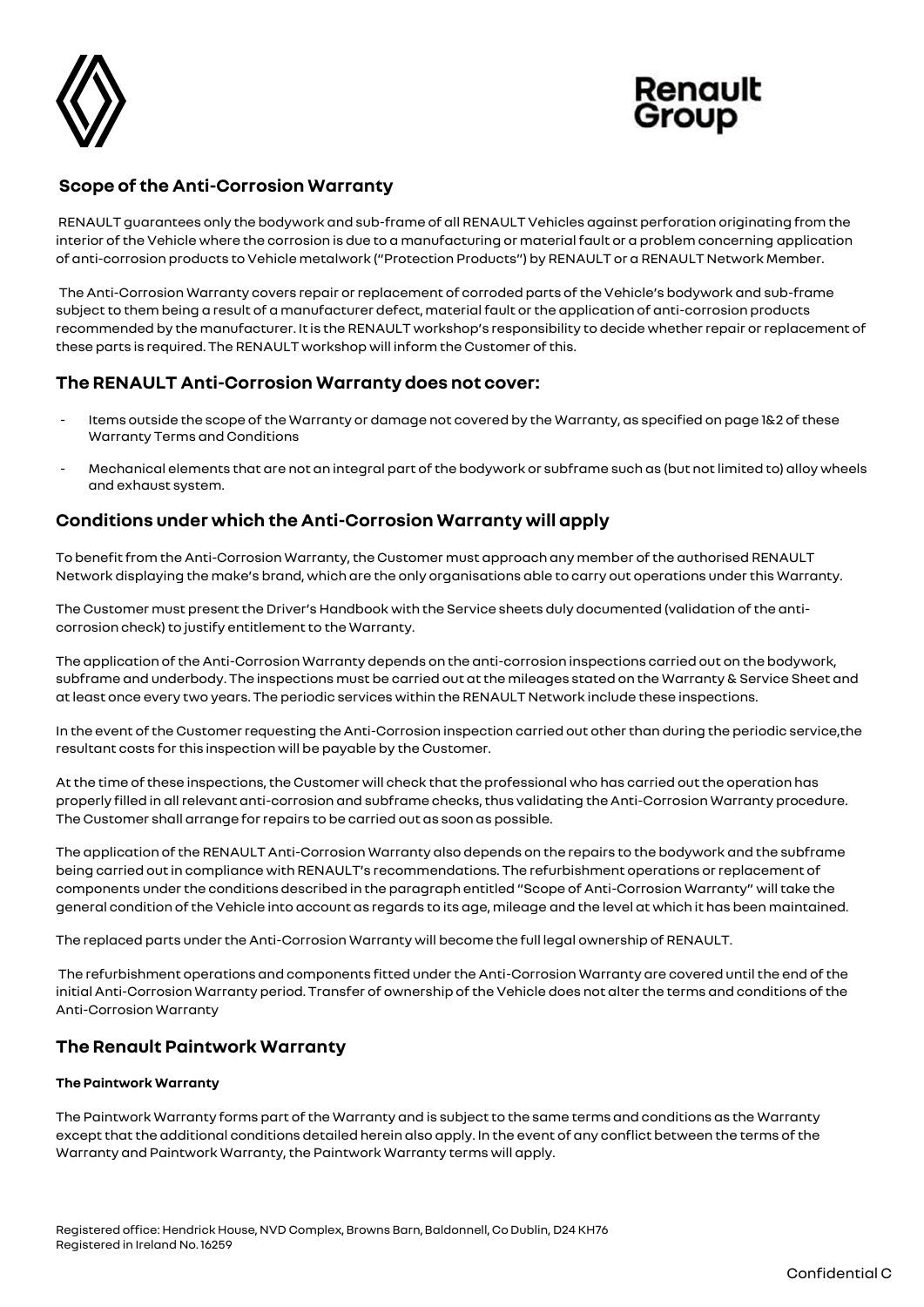## Scope of the Anti-Corrosion Warranty

RENAULT guarantees only the bodywork and sub-frame of all RENAULT Vehicles against perforation originating from the interior of the Vehicle where the corrosion is due to a manufacturing or material fault or a problem concerning application of anti-corrosion products to Vehicle metalwork ("Protection Products") by RENAULT or a RENAULT Network Member.

The Anti-Corrosion Warranty covers repair or replacement of corroded parts of the Vehicle's bodywork and sub-frame subject to them being a result of a manufacturer defect, material fault or the application of anti-corrosion products recommended by the manufacturer. It is the RENAULT workshop's responsibility to decide whether repair or replacement of these parts is required. The RENAULT workshop will inform the Customer of this.

## The RENAULT Anti-Corrosion Warranty does not cover:

- Items outside the scope of the Warranty or damage not covered by the Warranty, as specified on page 1&2 of these Warranty Terms and Conditions
- Mechanical elements that are not an integral part of the bodywork or subframe such as (but not limited to) alloy wheels and exhaust system.

## Conditions under which the Anti-Corrosion Warranty will apply

To benefit from the Anti-Corrosion Warranty, the Customer must approach any member of the authorised RENAULT Network displaying the make's brand, which are the only organisations able to carry out operations under this Warranty.

The Customer must present the Driver's Handbook with the Service sheets duly documented (validation of the anti-corrosion check) to justify entitlement to the Warranty.

The application of the Anti-Corrosion Warranty depends on the anti-corrosion inspections carried out on the bodywork, subframe and underbody. The inspections must be carried out at the mileages stated on the Warranty & Service Sheet and at least once every two years. The periodic services within the RENAULT Network include these inspections.

In the event of the Customer requesting the Anti-Corrosion inspection carried out other than during the periodic service,the resultant costs for this inspection will be payable by the Customer.

At the time of these inspections, the Customer will check that the professional who has carried out the operation has properly filled in all relevant anti-corrosion and subframe checks, thus validating the Anti-Corrosion Warranty procedure. The Customer shall arrange for repairs to be carried out as soon as possible.

The application of the RENAULT Anti-Corrosion Warranty also depends on the repairs to the bodywork and the subframe being carried out in compliance with RENAULT's recommendations. The refurbishment operations or replacement of components under the conditions described in the paragraph entitled "Scope of Anti-Corrosion Warranty" will take the general condition of the Vehicle into account as regards to its age, mileage and the level at which it has been maintained.

The replaced parts under the Anti-Corrosion Warranty will become the full legal ownership of RENAULT.

The refurbishment operations and components fitted under the Anti-Corrosion Warranty are covered until the end of the initial Anti-Corrosion Warranty period. Transfer of ownership of the Vehicle does not alter the terms and conditions of the Anti-Corrosion Warranty

## The Renault Paintwork Warranty

#### The Paintwork Warranty

The Paintwork Warranty forms part of the Warranty and is subject to the same terms and conditions as the Warranty except that the additional conditions detailed herein also apply. In the event of any conflict between the terms of the Warranty and Paintwork Warranty, the Paintwork Warranty terms will apply.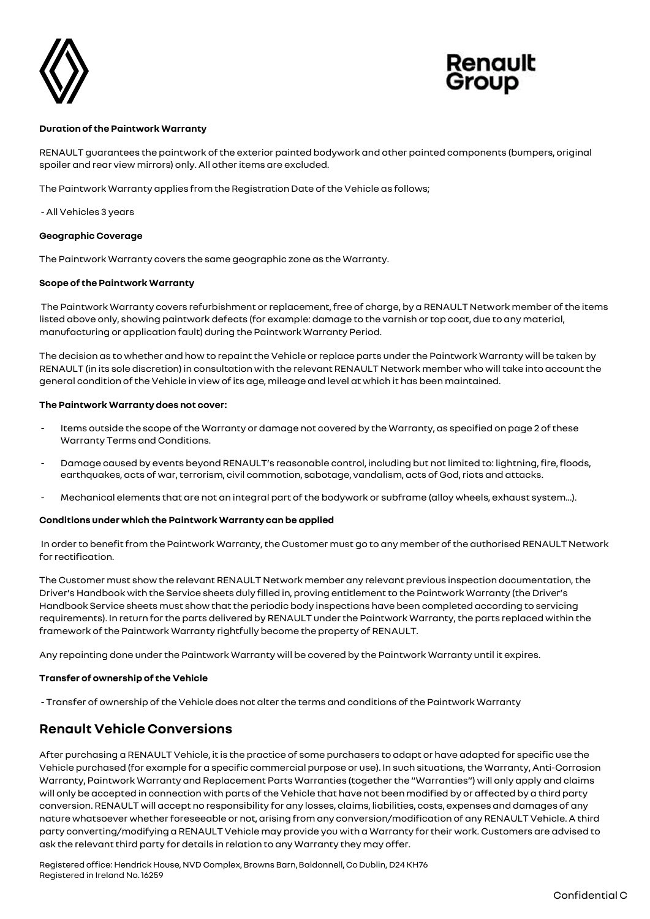**Duration of the Paintwork Warranty**

RENAULT guarantees the paintwork of the exterior painted bodywork and other painted components (bumpers, original spoiler and rear view mirrors) only. All other items are excluded.

The Paintwork Warranty applies from the Registration Date of the Vehicle as follows;

- All Vehicles 3 years

**Geographic Coverage**

The Paintwork Warranty covers the same geographic zone as the Warranty.

**Scope of the Paintwork Warranty**

The Paintwork Warranty covers refurbishment or replacement, free of charge, by a RENAULT Network member of the items listed above only, showing paintwork defects (for example: damage to the varnish or top coat, due to any material, manufacturing or application fault) during the Paintwork Warranty Period.

The decision as to whether and how to repaint the Vehicle or replace parts under the Paintwork Warranty will be taken by RENAULT (in its sole discretion) in consultation with the relevant RENAULT Network member who will take into account the general condition of the Vehicle in view of its age, mileage and level at which it has been maintained.

**The Paintwork Warranty does not cover:**

- Items outside the scope of the Warranty or damage not covered by the Warranty, as specified on page 2 of these Warranty Terms and Conditions.
- Damage caused by events beyond RENAULT's reasonable control, including but not limited to: lightning, fire, floods, earthquakes, acts of war, terrorism, civil commotion, sabotage, vandalism, acts of God, riots and attacks.
- Mechanical elements that are not an integral part of the bodywork or subframe (alloy wheels, exhaust system...).

**Conditions under which the Paintwork Warranty can be applied**

In order to benefit from the Paintwork Warranty, the Customer must go to any member of the authorised RENAULT Network for rectification.

The Customer must show the relevant RENAULT Network member any relevant previous inspection documentation, the Driver's Handbook with the Service sheets duly filled in, proving entitlement to the Paintwork Warranty (the Driver's Handbook Service sheets must show that the periodic body inspections have been completed according to servicing requirements). In return for the parts delivered by RENAULT under the Paintwork Warranty, the parts replaced within the framework of the Paintwork Warranty rightfully become the property of RENAULT.

Any repainting done under the Paintwork Warranty will be covered by the Paintwork Warranty until it expires.

**Transfer of ownership of the Vehicle**

- Transfer of ownership of the Vehicle does not alter the terms and conditions of the Paintwork Warranty

## Renault Vehicle Conversions

After purchasing a RENAULT Vehicle, it is the practice of some purchasers to adapt or have adapted for specific use the Vehicle purchased (for example for a specific commercial purpose or use). In such situations, the Warranty, Anti-Corrosion Warranty, Paintwork Warranty and Replacement Parts Warranties (together the "Warranties") will only apply and claims will only be accepted in connection with parts of the Vehicle that have not been modified by or affected by a third party conversion. RENAULT will accept no responsibility for any losses, claims, liabilities, costs, expenses and damages of any nature whatsoever whether foreseeable or not, arising from any conversion/modification of any RENAULT Vehicle. A third party converting/modifying a RENAULT Vehicle may provide you with a Warranty for their work. Customers are advised to ask the relevant third party for details in relation to any Warranty they may offer.